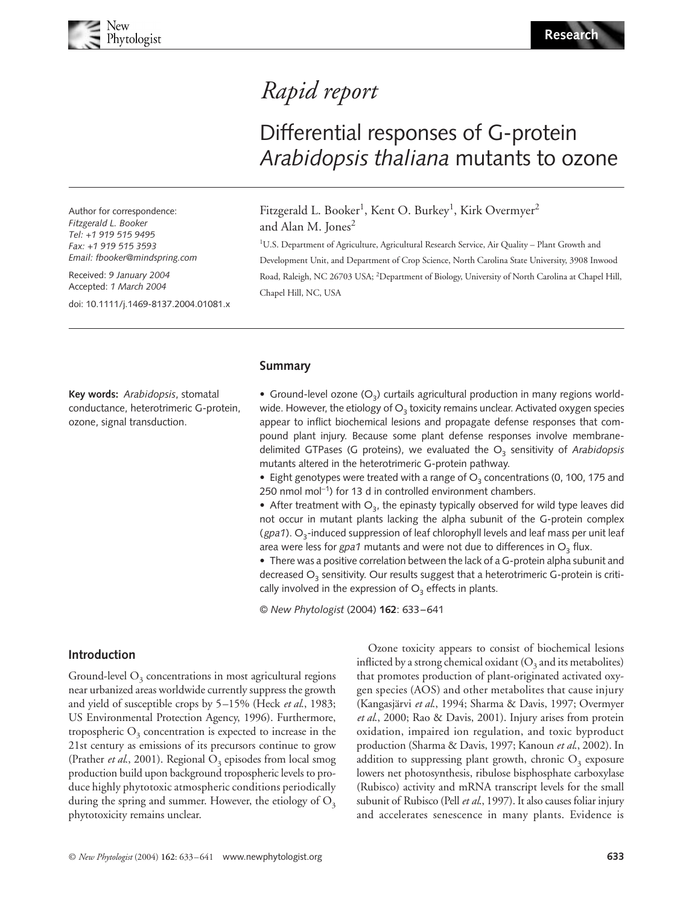*Rapid report*

# Differential responses of G-protein *Arabidopsis thaliana* mutants to ozone

Fitzgerald L. Booker[1], Kent O. Burkey[1], Kirk Overmyer[2] and Alan M. Jones[2]

[1]U.S. Department of Agriculture, Agricultural Research Service, Air Quality – Plant Growth and Development Unit, and Department of Crop Science, North Carolina State University, 3908 Inwood Road, Raleigh, NC 26703 USA; [2]Department of Biology, University of North Carolina at Chapel Hill, Chapel Hill, NC, USA

Author for correspondence:
*Fitzgerald L. Booker*
*Tel: +1 919 515 9495*
*Fax: +1 919 515 3593*
*Email: fbooker@mindspring.com*

Received: *9 January 2004*
Accepted: *1 March 2004*

doi: 10.1111/j.1469-8137.2004.01081.x

**Key words:** *Arabidopsis*, stomatal conductance, heterotrimeric G-protein, ozone, signal transduction.

## Summary

- Ground-level ozone ($O_3$) curtails agricultural production in many regions worldwide. However, the etiology of $O_3$ toxicity remains unclear. Activated oxygen species appear to inflict biochemical lesions and propagate defense responses that compound plant injury. Because some plant defense responses involve membrane-delimited GTPases (G proteins), we evaluated the $O_3$ sensitivity of *Arabidopsis* mutants altered in the heterotrimeric G-protein pathway.
- Eight genotypes were treated with a range of $O_3$ concentrations (0, 100, 175 and 250 nmol mol$^{-1}$) for 13 d in controlled environment chambers.
- After treatment with $O_3$, the epinasty typically observed for wild type leaves did not occur in mutant plants lacking the alpha subunit of the G-protein complex (*gpa1*). $O_3$-induced suppression of leaf chlorophyll levels and leaf mass per unit leaf area were less for *gpa1* mutants and were not due to differences in $O_3$ flux.
- There was a positive correlation between the lack of a G-protein alpha subunit and decreased $O_3$ sensitivity. Our results suggest that a heterotrimeric G-protein is critically involved in the expression of $O_3$ effects in plants.

© *New Phytologist* (2004) **162**: 633–641

## Introduction

Ground-level $O_3$ concentrations in most agricultural regions near urbanized areas worldwide currently suppress the growth and yield of susceptible crops by 5–15% (Heck *et al.*, 1983; US Environmental Protection Agency, 1996). Furthermore, tropospheric $O_3$ concentration is expected to increase in the 21st century as emissions of its precursors continue to grow (Prather *et al.*, 2001). Regional $O_3$ episodes from local smog production build upon background tropospheric levels to produce highly phytotoxic atmospheric conditions periodically during the spring and summer. However, the etiology of $O_3$ phytotoxicity remains unclear.

Ozone toxicity appears to consist of biochemical lesions inflicted by a strong chemical oxidant ($O_3$ and its metabolites) that promotes production of plant-originated activated oxygen species (AOS) and other metabolites that cause injury (Kangasjärvi *et al.*, 1994; Sharma & Davis, 1997; Overmyer *et al.*, 2000; Rao & Davis, 2001). Injury arises from protein oxidation, impaired ion regulation, and toxic byproduct production (Sharma & Davis, 1997; Kanoun *et al.*, 2002). In addition to suppressing plant growth, chronic $O_3$ exposure lowers net photosynthesis, ribulose bisphosphate carboxylase (Rubisco) activity and mRNA transcript levels for the small subunit of Rubisco (Pell *et al.*, 1997). It also causes foliar injury and accelerates senescence in many plants. Evidence is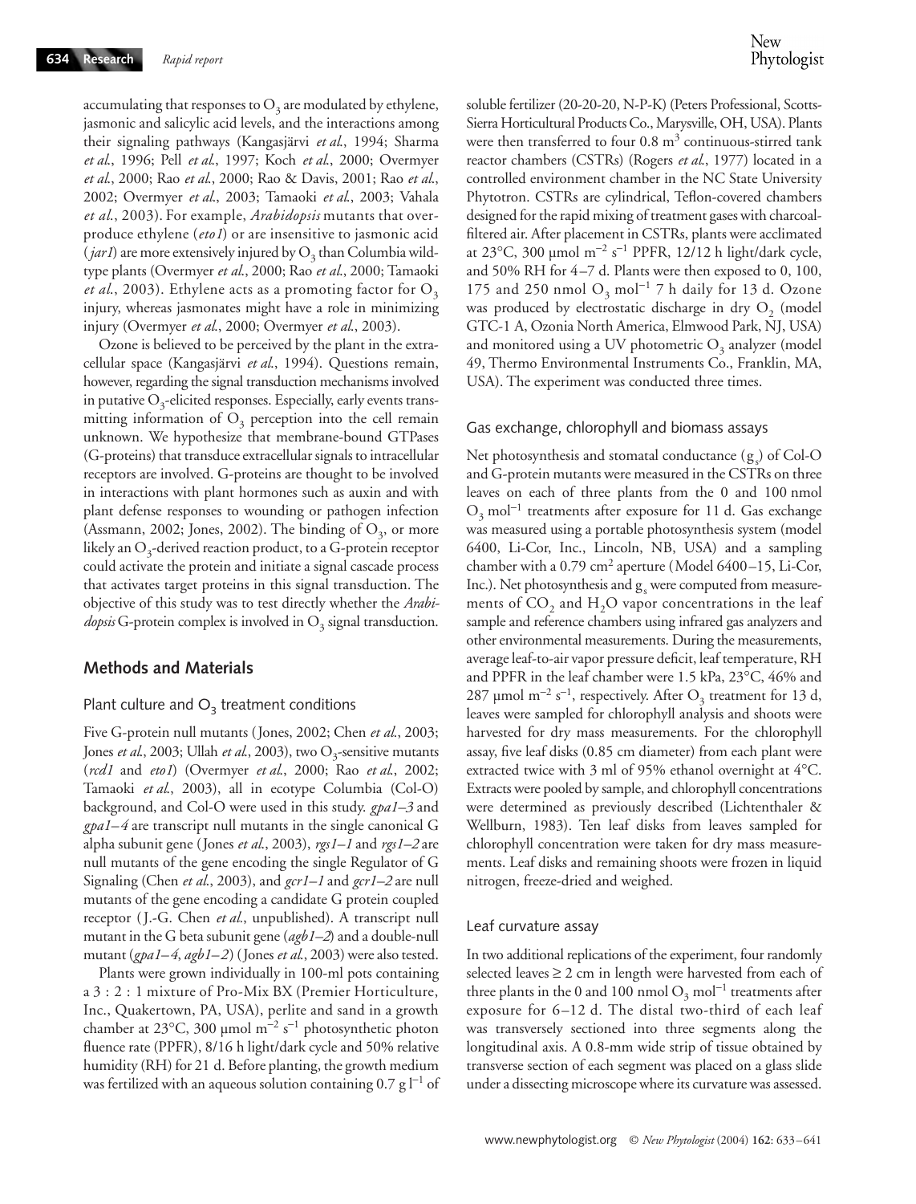accumulating that responses to $O_3$ are modulated by ethylene, jasmonic and salicylic acid levels, and the interactions among their signaling pathways (Kangasjärvi *et al.*, 1994; Sharma *et al.*, 1996; Pell *et al.*, 1997; Koch *et al.*, 2000; Overmyer *et al.*, 2000; Rao *et al.*, 2000; Rao & Davis, 2001; Rao *et al.*, 2002; Overmyer *et al.*, 2003; Tamaoki *et al.*, 2003; Vahala *et al.*, 2003). For example, *Arabidopsis* mutants that overproduce ethylene (*eto1*) or are insensitive to jasmonic acid (*jar1*) are more extensively injured by $O_3$ than Columbia wild-type plants (Overmyer *et al.*, 2000; Rao *et al.*, 2000; Tamaoki *et al.*, 2003). Ethylene acts as a promoting factor for $O_3$ injury, whereas jasmonates might have a role in minimizing injury (Overmyer *et al.*, 2000; Overmyer *et al.*, 2003).

Ozone is believed to be perceived by the plant in the extracellular space (Kangasjärvi *et al.*, 1994). Questions remain, however, regarding the signal transduction mechanisms involved in putative $O_3$-elicited responses. Especially, early events transmitting information of $O_3$ perception into the cell remain unknown. We hypothesize that membrane-bound GTPases (G-proteins) that transduce extracellular signals to intracellular receptors are involved. G-proteins are thought to be involved in interactions with plant hormones such as auxin and with plant defense responses to wounding or pathogen infection (Assmann, 2002; Jones, 2002). The binding of $O_3$, or more likely an $O_3$-derived reaction product, to a G-protein receptor could activate the protein and initiate a signal cascade process that activates target proteins in this signal transduction. The objective of this study was to test directly whether the *Arabidopsis* G-protein complex is involved in $O_3$ signal transduction.

## Methods and Materials

### Plant culture and $O_3$ treatment conditions

Five G-protein null mutants (Jones, 2002; Chen *et al.*, 2003; Jones *et al.*, 2003; Ullah *et al.*, 2003), two $O_3$-sensitive mutants (*rcd1* and *eto1*) (Overmyer *et al.*, 2000; Rao *et al.*, 2002; Tamaoki *et al.*, 2003), all in ecotype Columbia (Col-O) background, and Col-O were used in this study. *gpa1–3* and *gpa1–4* are transcript null mutants in the single canonical G alpha subunit gene (Jones *et al.*, 2003), *rgs1–1* and *rgs1–2* are null mutants of the gene encoding the single Regulator of G Signaling (Chen *et al.*, 2003), and *gcr1–1* and *gcr1–2* are null mutants of the gene encoding a candidate G protein coupled receptor (J.-G. Chen *et al.*, unpublished). A transcript null mutant in the G beta subunit gene (*agb1–2*) and a double-null mutant (*gpa1–4*, *agb1–2*) (Jones *et al.*, 2003) were also tested.

Plants were grown individually in 100-ml pots containing a 3 : 2 : 1 mixture of Pro-Mix BX (Premier Horticulture, Inc., Quakertown, PA, USA), perlite and sand in a growth chamber at 23°C, 300 µmol $m^{-2}$ $s^{-1}$ photosynthetic photon fluence rate (PPFR), 8/16 h light/dark cycle and 50% relative humidity (RH) for 21 d. Before planting, the growth medium was fertilized with an aqueous solution containing 0.7 g $l^{-1}$ of soluble fertilizer (20-20-20, N-P-K) (Peters Professional, Scotts-Sierra Horticultural Products Co., Marysville, OH, USA). Plants were then transferred to four 0.8 $m^3$ continuous-stirred tank reactor chambers (CSTRs) (Rogers *et al.*, 1977) located in a controlled environment chamber in the NC State University Phytotron. CSTRs are cylindrical, Teflon-covered chambers designed for the rapid mixing of treatment gases with charcoal-filtered air. After placement in CSTRs, plants were acclimated at 23°C, 300 µmol $m^{-2}$ $s^{-1}$ PPFR, 12/12 h light/dark cycle, and 50% RH for 4–7 d. Plants were then exposed to 0, 100, 175 and 250 nmol $O_3$ $mol^{-1}$ 7 h daily for 13 d. Ozone was produced by electrostatic discharge in dry $O_2$ (model GTC-1 A, Ozonia North America, Elmwood Park, NJ, USA) and monitored using a UV photometric $O_3$ analyzer (model 49, Thermo Environmental Instruments Co., Franklin, MA, USA). The experiment was conducted three times.

### Gas exchange, chlorophyll and biomass assays

Net photosynthesis and stomatal conductance ($g_s$) of Col-O and G-protein mutants were measured in the CSTRs on three leaves on each of three plants from the 0 and 100 nmol $O_3$ $mol^{-1}$ treatments after exposure for 11 d. Gas exchange was measured using a portable photosynthesis system (model 6400, Li-Cor, Inc., Lincoln, NB, USA) and a sampling chamber with a 0.79 $cm^2$ aperture (Model 6400–15, Li-Cor, Inc.). Net photosynthesis and $g_s$ were computed from measurements of $CO_2$ and $H_2O$ vapor concentrations in the leaf sample and reference chambers using infrared gas analyzers and other environmental measurements. During the measurements, average leaf-to-air vapor pressure deficit, leaf temperature, RH and PPFR in the leaf chamber were 1.5 kPa, 23°C, 46% and 287 µmol $m^{-2}$ $s^{-1}$, respectively. After $O_3$ treatment for 13 d, leaves were sampled for chlorophyll analysis and shoots were harvested for dry mass measurements. For the chlorophyll assay, five leaf disks (0.85 cm diameter) from each plant were extracted twice with 3 ml of 95% ethanol overnight at 4°C. Extracts were pooled by sample, and chlorophyll concentrations were determined as previously described (Lichtenthaler & Wellburn, 1983). Ten leaf disks from leaves sampled for chlorophyll concentration were taken for dry mass measurements. Leaf disks and remaining shoots were frozen in liquid nitrogen, freeze-dried and weighed.

### Leaf curvature assay

In two additional replications of the experiment, four randomly selected leaves ≥ 2 cm in length were harvested from each of three plants in the 0 and 100 nmol $O_3$ $mol^{-1}$ treatments after exposure for 6–12 d. The distal two-third of each leaf was transversely sectioned into three segments along the longitudinal axis. A 0.8-mm wide strip of tissue obtained by transverse section of each segment was placed on a glass slide under a dissecting microscope where its curvature was assessed.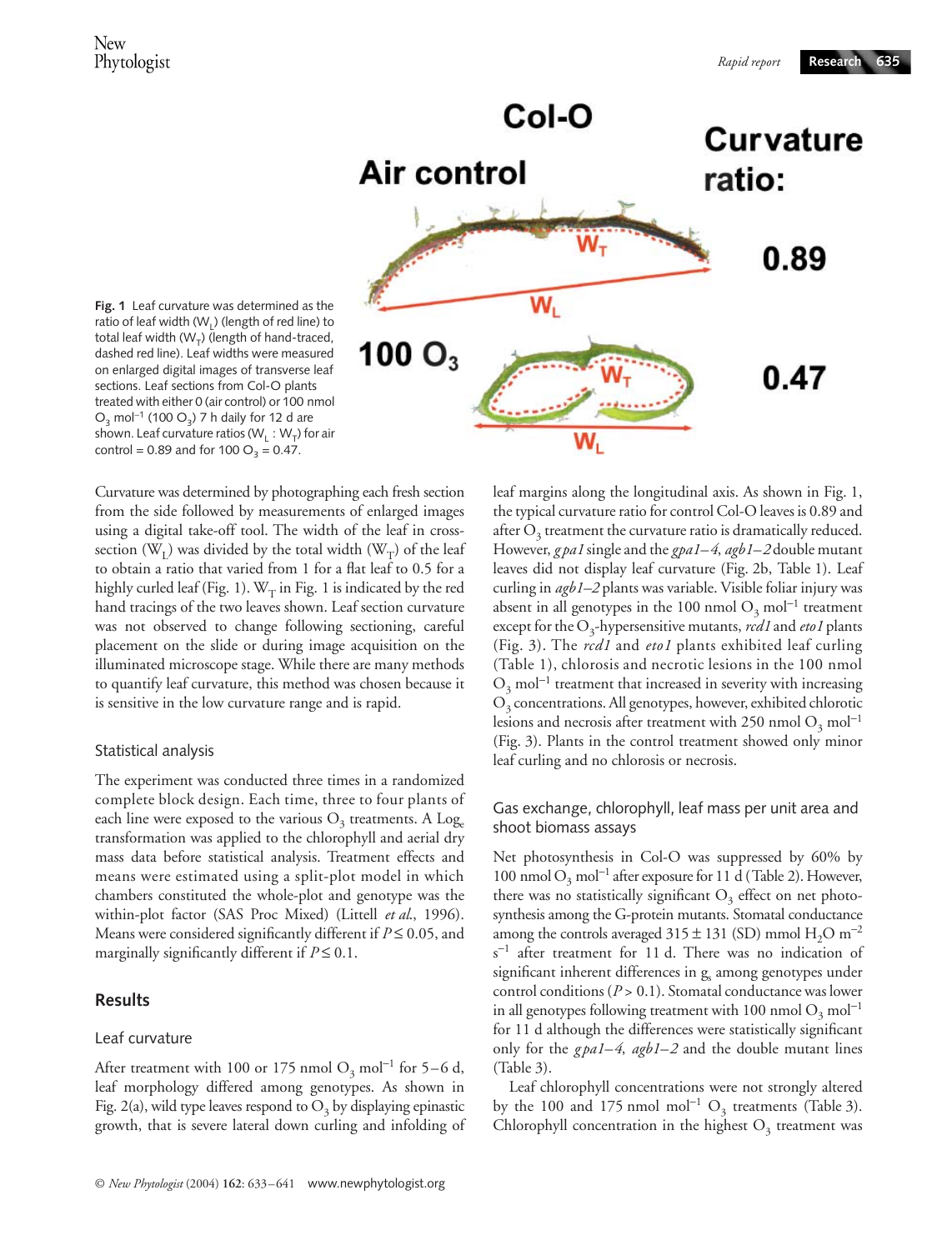**Fig. 1** Leaf curvature was determined as the ratio of leaf width ($W_L$) (length of red line) to total leaf width ($W_T$) (length of hand-traced, dashed red line). Leaf widths were measured on enlarged digital images of transverse leaf sections. Leaf sections from Col-O plants treated with either 0 (air control) or 100 nmol $O_3$ mol$^{-1}$ (100 $O_3$) 7 h daily for 12 d are shown. Leaf curvature ratios ($W_L : W_T$) for air control = 0.89 and for 100 $O_3$ = 0.47.

Curvature was determined by photographing each fresh section from the side followed by measurements of enlarged images using a digital take-off tool. The width of the leaf in cross-section ($W_L$) was divided by the total width ($W_T$) of the leaf to obtain a ratio that varied from 1 for a flat leaf to 0.5 for a highly curled leaf (Fig. 1). $W_T$ in Fig. 1 is indicated by the red hand tracings of the two leaves shown. Leaf section curvature was not observed to change following sectioning, careful placement on the slide or during image acquisition on the illuminated microscope stage. While there are many methods to quantify leaf curvature, this method was chosen because it is sensitive in the low curvature range and is rapid.

### Statistical analysis

The experiment was conducted three times in a randomized complete block design. Each time, three to four plants of each line were exposed to the various $O_3$ treatments. A $\text{Log}_e$ transformation was applied to the chlorophyll and aerial dry mass data before statistical analysis. Treatment effects and means were estimated using a split-plot model in which chambers constituted the whole-plot and genotype was the within-plot factor (SAS Proc Mixed) (Littell *et al.*, 1996). Means were considered significantly different if $P \leq 0.05$, and marginally significantly different if $P \leq 0.1$.

## Results

### Leaf curvature

After treatment with 100 or 175 nmol $O_3$ mol$^{-1}$ for 5–6 d, leaf morphology differed among genotypes. As shown in Fig. 2(a), wild type leaves respond to $O_3$ by displaying epinastic growth, that is severe lateral down curling and infolding of leaf margins along the longitudinal axis. As shown in Fig. 1, the typical curvature ratio for control Col-O leaves is 0.89 and after $O_3$ treatment the curvature ratio is dramatically reduced. However, *gpa1* single and the *gpa1–4*, *agb1–2* double mutant leaves did not display leaf curvature (Fig. 2b, Table 1). Leaf curling in *agb1–2* plants was variable. Visible foliar injury was absent in all genotypes in the 100 nmol $O_3$ mol$^{-1}$ treatment except for the $O_3$-hypersensitive mutants, *rcd1* and *eto1* plants (Fig. 3). The *rcd1* and *eto1* plants exhibited leaf curling (Table 1), chlorosis and necrotic lesions in the 100 nmol $O_3$ mol$^{-1}$ treatment that increased in severity with increasing $O_3$ concentrations. All genotypes, however, exhibited chlorotic lesions and necrosis after treatment with 250 nmol $O_3$ mol$^{-1}$ (Fig. 3). Plants in the control treatment showed only minor leaf curling and no chlorosis or necrosis.

### Gas exchange, chlorophyll, leaf mass per unit area and shoot biomass assays

Net photosynthesis in Col-O was suppressed by 60% by 100 nmol $O_3$ mol$^{-1}$ after exposure for 11 d (Table 2). However, there was no statistically significant $O_3$ effect on net photosynthesis among the G-protein mutants. Stomatal conductance among the controls averaged 315 ± 131 (SD) mmol $H_2O$ m$^{-2}$ s$^{-1}$ after treatment for 11 d. There was no indication of significant inherent differences in $g_s$ among genotypes under control conditions ($P > 0.1$). Stomatal conductance was lower in all genotypes following treatment with 100 nmol $O_3$ mol$^{-1}$ for 11 d although the differences were statistically significant only for the *gpa1–4*, *agb1–2* and the double mutant lines (Table 3).

Leaf chlorophyll concentrations were not strongly altered by the 100 and 175 nmol mol$^{-1}$ $O_3$ treatments (Table 3). Chlorophyll concentration in the highest $O_3$ treatment was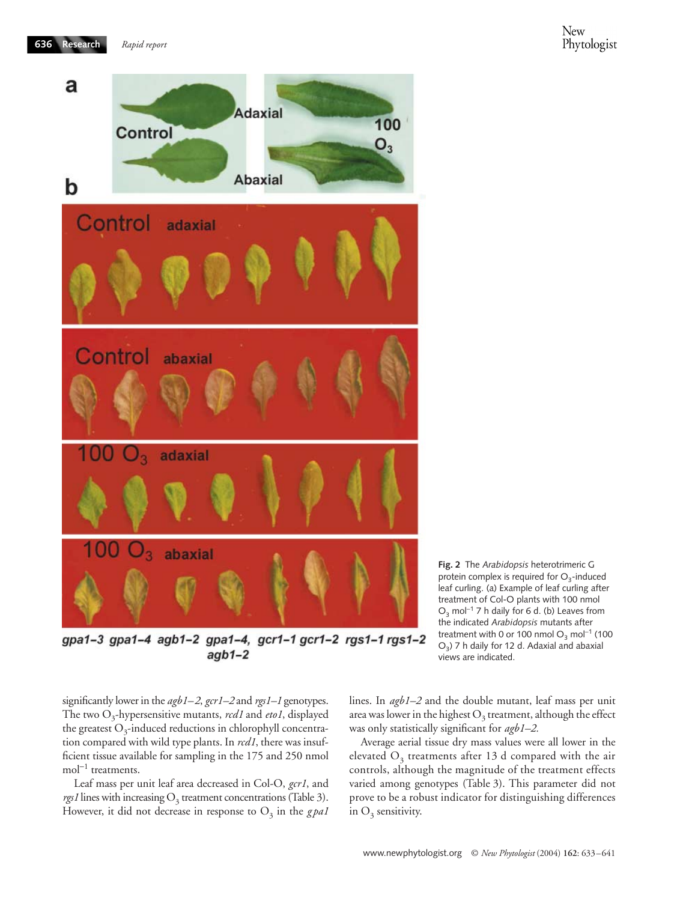**Fig. 2** The *Arabidopsis* heterotrimeric G protein complex is required for $O_3$-induced leaf curling. (a) Example of leaf curling after treatment of Col-O plants with 100 nmol $O_3$ $mol^{-1}$ 7 h daily for 6 d. (b) Leaves from the indicated *Arabidopsis* mutants after treatment with 0 or 100 nmol $O_3$ $mol^{-1}$ (100 $O_3$) 7 h daily for 12 d. Adaxial and abaxial views are indicated.

significantly lower in the *agb1–2*, *gcr1–2* and *rgs1–1* genotypes. The two $O_3$-hypersensitive mutants, *rcd1* and *eto1*, displayed the greatest $O_3$-induced reductions in chlorophyll concentration compared with wild type plants. In *rcd1*, there was insufficient tissue available for sampling in the 175 and 250 nmol $mol^{-1}$ treatments.

Leaf mass per unit leaf area decreased in Col-O, *gcr1*, and *rgs1* lines with increasing $O_3$ treatment concentrations (Table 3). However, it did not decrease in response to $O_3$ in the *gpa1* lines. In *agb1–2* and the double mutant, leaf mass per unit area was lower in the highest $O_3$ treatment, although the effect was only statistically significant for *agb1–2*.

Average aerial tissue dry mass values were all lower in the elevated $O_3$ treatments after 13 d compared with the air controls, although the magnitude of the treatment effects varied among genotypes (Table 3). This parameter did not prove to be a robust indicator for distinguishing differences in $O_3$ sensitivity.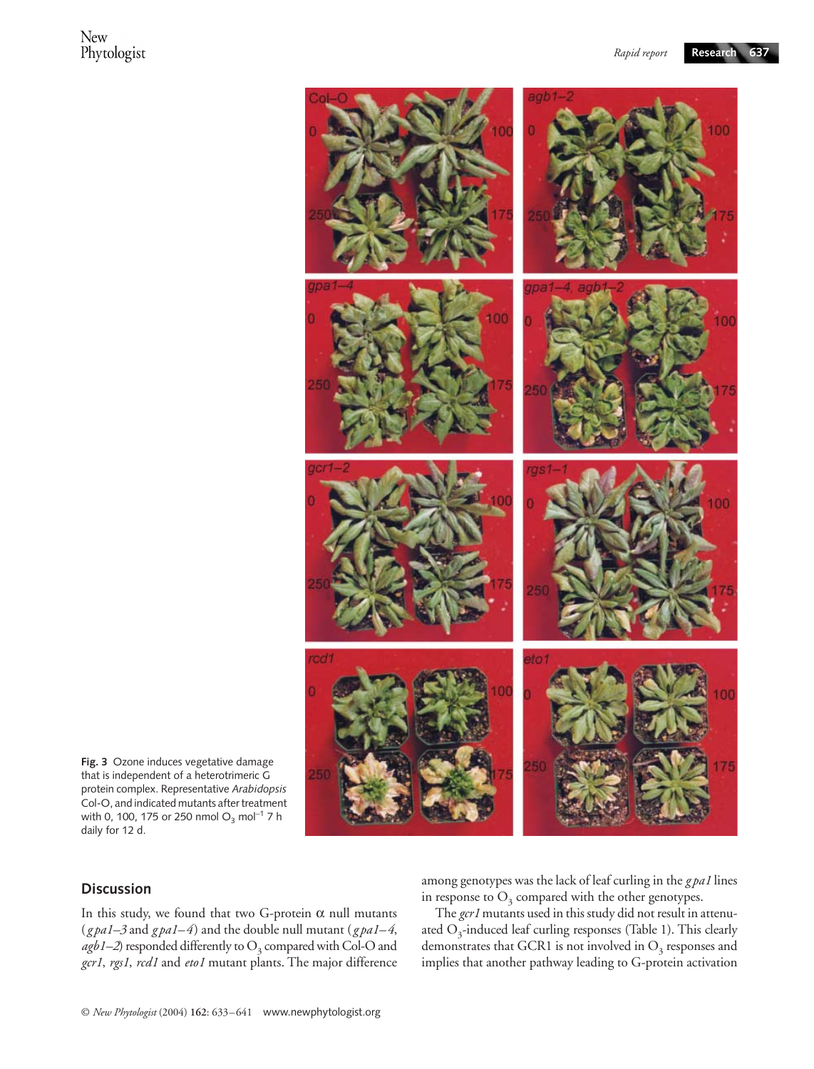**Fig. 3** Ozone induces vegetative damage that is independent of a heterotrimeric G protein complex. Representative *Arabidopsis* Col-O, and indicated mutants after treatment with 0, 100, 175 or 250 nmol $O_3$ mol$^{-1}$ 7 h daily for 12 d.

## Discussion

In this study, we found that two G-protein α null mutants (*gpa1–3* and *gpa1–4*) and the double null mutant (*gpa1–4, agb1–2*) responded differently to $O_3$ compared with Col-O and *gcr1*, *rgs1*, *rcd1* and *eto1* mutant plants. The major difference among genotypes was the lack of leaf curling in the *gpa1* lines in response to $O_3$ compared with the other genotypes.

The *gcr1* mutants used in this study did not result in attenuated $O_3$-induced leaf curling responses (Table 1). This clearly demonstrates that GCR1 is not involved in $O_3$ responses and implies that another pathway leading to G-protein activation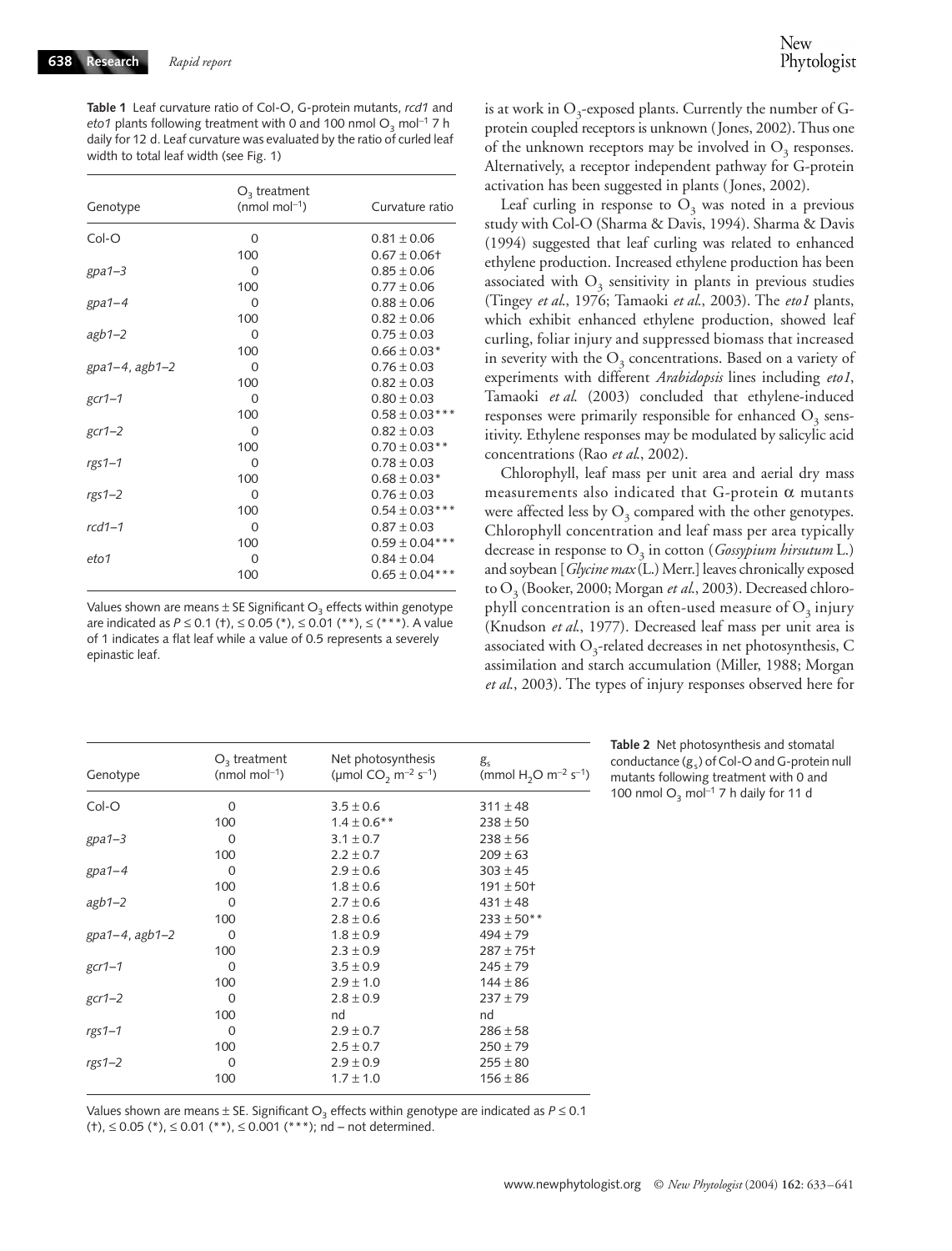**Table 1** Leaf curvature ratio of Col-O, G-protein mutants, *rcd1* and *eto1* plants following treatment with 0 and 100 nmol $O_3$ mol$^{-1}$ 7 h daily for 12 d. Leaf curvature was evaluated by the ratio of curled leaf width to total leaf width (see Fig. 1)

| Genotype | $O_3$ treatment (nmol mol$^{-1}$) | Curvature ratio |
|---|---|---|
| Col-O | 0 | 0.81 ± 0.06 |
| | 100 | 0.67 ± 0.06† |
| *gpa1–3* | 0 | 0.85 ± 0.06 |
| | 100 | 0.77 ± 0.06 |
| *gpa1–4* | 0 | 0.88 ± 0.06 |
| | 100 | 0.82 ± 0.06 |
| *agb1–2* | 0 | 0.75 ± 0.03 |
| | 100 | 0.66 ± 0.03* |
| *gpa1–4, agb1–2* | 0 | 0.76 ± 0.03 |
| | 100 | 0.82 ± 0.03 |
| *gcr1–1* | 0 | 0.80 ± 0.03 |
| | 100 | 0.58 ± 0.03*** |
| *gcr1–2* | 0 | 0.82 ± 0.03 |
| | 100 | 0.70 ± 0.03** |
| *rgs1–1* | 0 | 0.78 ± 0.03 |
| | 100 | 0.68 ± 0.03* |
| *rgs1–2* | 0 | 0.76 ± 0.03 |
| | 100 | 0.54 ± 0.03*** |
| *rcd1–1* | 0 | 0.87 ± 0.03 |
| | 100 | 0.59 ± 0.04*** |
| *eto1* | 0 | 0.84 ± 0.04 |
| | 100 | 0.65 ± 0.04*** |

Values shown are means ± SE Significant $O_3$ effects within genotype are indicated as $P \leq 0.1$ (†), $\leq 0.05$ (*), $\leq 0.01$ (**), $\leq$ (***). A value of 1 indicates a flat leaf while a value of 0.5 represents a severely epinastic leaf.

is at work in $O_3$-exposed plants. Currently the number of G-protein coupled receptors is unknown (Jones, 2002). Thus one of the unknown receptors may be involved in $O_3$ responses. Alternatively, a receptor independent pathway for G-protein activation has been suggested in plants (Jones, 2002).

Leaf curling in response to $O_3$ was noted in a previous study with Col-O (Sharma & Davis, 1994). Sharma & Davis (1994) suggested that leaf curling was related to enhanced ethylene production. Increased ethylene production has been associated with $O_3$ sensitivity in plants in previous studies (Tingey *et al*., 1976; Tamaoki *et al*., 2003). The *eto1* plants, which exhibit enhanced ethylene production, showed leaf curling, foliar injury and suppressed biomass that increased in severity with the $O_3$ concentrations. Based on a variety of experiments with different *Arabidopsis* lines including *eto1*, Tamaoki *et al*. (2003) concluded that ethylene-induced responses were primarily responsible for enhanced $O_3$ sensitivity. Ethylene responses may be modulated by salicylic acid concentrations (Rao *et al*., 2002).

Chlorophyll, leaf mass per unit area and aerial dry mass measurements also indicated that G-protein α mutants were affected less by $O_3$ compared with the other genotypes. Chlorophyll concentration and leaf mass per area typically decrease in response to $O_3$ in cotton (*Gossypium hirsutum* L.) and soybean [*Glycine max* (L.) Merr.] leaves chronically exposed to $O_3$ (Booker, 2000; Morgan *et al*., 2003). Decreased chlorophyll concentration is an often-used measure of $O_3$ injury (Knudson *et al*., 1977). Decreased leaf mass per unit area is associated with $O_3$-related decreases in net photosynthesis, C assimilation and starch accumulation (Miller, 1988; Morgan *et al*., 2003). The types of injury responses observed here for

**Table 2** Net photosynthesis and stomatal conductance ($g_s$) of Col-O and G-protein null mutants following treatment with 0 and 100 nmol $O_3$ mol$^{-1}$ 7 h daily for 11 d

| Genotype | $O_3$ treatment (nmol mol$^{-1}$) | Net photosynthesis (μmol $CO_2$ m$^{-2}$ s$^{-1}$) | $g_s$ (mmol $H_2O$ m$^{-2}$ s$^{-1}$) |
|---|---|---|---|
| Col-O | 0 | 3.5 ± 0.6 | 311 ± 48 |
| | 100 | 1.4 ± 0.6** | 238 ± 50 |
| *gpa1–3* | 0 | 3.1 ± 0.7 | 238 ± 56 |
| | 100 | 2.2 ± 0.7 | 209 ± 63 |
| *gpa1–4* | 0 | 2.9 ± 0.6 | 303 ± 45 |
| | 100 | 1.8 ± 0.6 | 191 ± 50† |
| *agb1–2* | 0 | 2.7 ± 0.6 | 431 ± 48 |
| | 100 | 2.8 ± 0.6 | 233 ± 50** |
| *gpa1–4, agb1–2* | 0 | 1.8 ± 0.9 | 494 ± 79 |
| | 100 | 2.3 ± 0.9 | 287 ± 75† |
| *gcr1–1* | 0 | 3.5 ± 0.9 | 245 ± 79 |
| | 100 | 2.9 ± 1.0 | 144 ± 86 |
| *gcr1–2* | 0 | 2.8 ± 0.9 | 237 ± 79 |
| | 100 | nd | nd |
| *rgs1–1* | 0 | 2.9 ± 0.7 | 286 ± 58 |
| | 100 | 2.5 ± 0.7 | 250 ± 79 |
| *rgs1–2* | 0 | 2.9 ± 0.9 | 255 ± 80 |
| | 100 | 1.7 ± 1.0 | 156 ± 86 |

Values shown are means ± SE. Significant $O_3$ effects within genotype are indicated as $P \leq 0.1$ (†), $\leq 0.05$ (*), $\leq 0.01$ (**), $\leq 0.001$ (***); nd – not determined.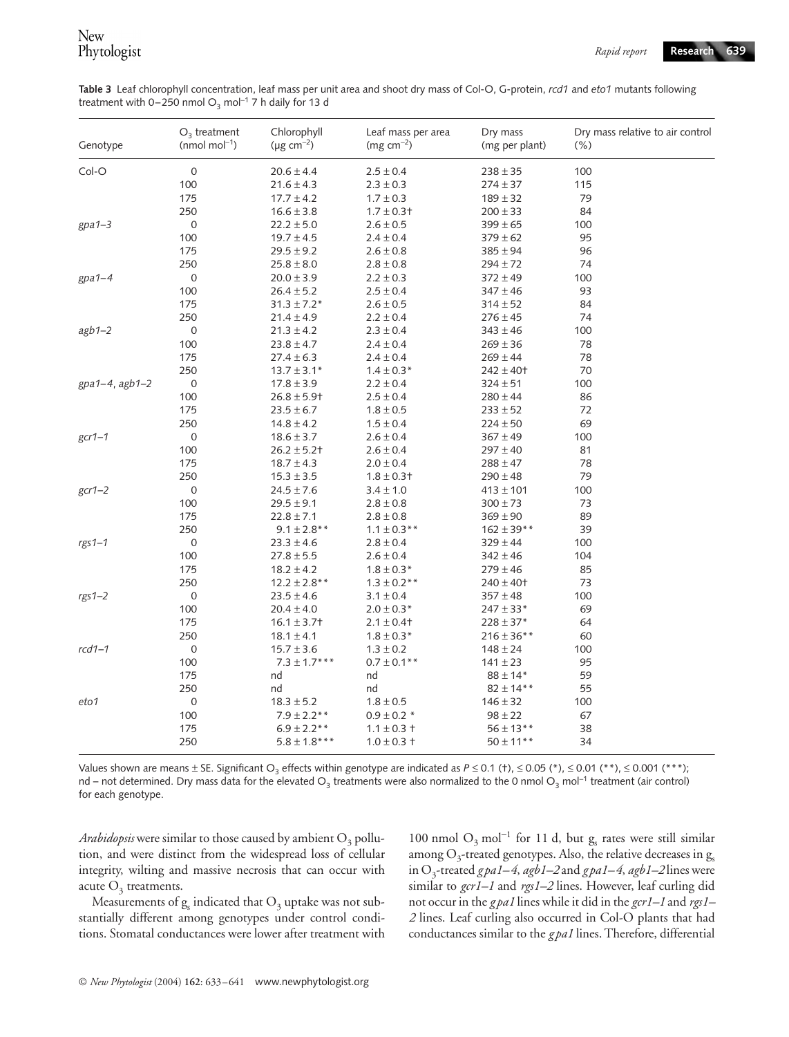**Table 3** Leaf chlorophyll concentration, leaf mass per unit area and shoot dry mass of Col-O, G-protein, *rcd1* and *eto1* mutants following treatment with 0–250 nmol $O_3$ mol$^{-1}$ 7 h daily for 13 d

| Genotype | $O_3$ treatment (nmol mol$^{-1}$) | Chlorophyll (µg cm$^{-2}$) | Leaf mass per area (mg cm$^{-2}$) | Dry mass (mg per plant) | Dry mass relative to air control (%) |
|---|---|---|---|---|---|
| Col-O | 0 | 20.6 ± 4.4 | 2.5 ± 0.4 | 238 ± 35 | 100 |
| | 100 | 21.6 ± 4.3 | 2.3 ± 0.3 | 274 ± 37 | 115 |
| | 175 | 17.7 ± 4.2 | 1.7 ± 0.3 | 189 ± 32 | 79 |
| | 250 | 16.6 ± 3.8 | 1.7 ± 0.3† | 200 ± 33 | 84 |
| *gpa1–3* | 0 | 22.2 ± 5.0 | 2.6 ± 0.5 | 399 ± 65 | 100 |
| | 100 | 19.7 ± 4.5 | 2.4 ± 0.4 | 379 ± 62 | 95 |
| | 175 | 29.5 ± 9.2 | 2.6 ± 0.8 | 385 ± 94 | 96 |
| | 250 | 25.8 ± 8.0 | 2.8 ± 0.8 | 294 ± 72 | 74 |
| *gpa1–4* | 0 | 20.0 ± 3.9 | 2.2 ± 0.3 | 372 ± 49 | 100 |
| | 100 | 26.4 ± 5.2 | 2.5 ± 0.4 | 347 ± 46 | 93 |
| | 175 | 31.3 ± 7.2* | 2.6 ± 0.5 | 314 ± 52 | 84 |
| | 250 | 21.4 ± 4.9 | 2.2 ± 0.4 | 276 ± 45 | 74 |
| *agb1–2* | 0 | 21.3 ± 4.2 | 2.3 ± 0.4 | 343 ± 46 | 100 |
| | 100 | 23.8 ± 4.7 | 2.4 ± 0.4 | 269 ± 36 | 78 |
| | 175 | 27.4 ± 6.3 | 2.4 ± 0.4 | 269 ± 44 | 78 |
| | 250 | 13.7 ± 3.1* | 1.4 ± 0.3* | 242 ± 40† | 70 |
| *gpa1–4, agb1–2* | 0 | 17.8 ± 3.9 | 2.2 ± 0.4 | 324 ± 51 | 100 |
| | 100 | 26.8 ± 5.9† | 2.5 ± 0.4 | 280 ± 44 | 86 |
| | 175 | 23.5 ± 6.7 | 1.8 ± 0.5 | 233 ± 52 | 72 |
| | 250 | 14.8 ± 4.2 | 1.5 ± 0.4 | 224 ± 50 | 69 |
| *gcr1–1* | 0 | 18.6 ± 3.7 | 2.6 ± 0.4 | 367 ± 49 | 100 |
| | 100 | 26.2 ± 5.2† | 2.6 ± 0.4 | 297 ± 40 | 81 |
| | 175 | 18.7 ± 4.3 | 2.0 ± 0.4 | 288 ± 47 | 78 |
| | 250 | 15.3 ± 3.5 | 1.8 ± 0.3† | 290 ± 48 | 79 |
| *gcr1–2* | 0 | 24.5 ± 7.6 | 3.4 ± 1.0 | 413 ± 101 | 100 |
| | 100 | 29.5 ± 9.1 | 2.8 ± 0.8 | 300 ± 73 | 73 |
| | 175 | 22.8 ± 7.1 | 2.8 ± 0.8 | 369 ± 90 | 89 |
| | 250 | 9.1 ± 2.8** | 1.1 ± 0.3** | 162 ± 39** | 39 |
| *rgs1–1* | 0 | 23.3 ± 4.6 | 2.8 ± 0.4 | 329 ± 44 | 100 |
| | 100 | 27.8 ± 5.5 | 2.6 ± 0.4 | 342 ± 46 | 104 |
| | 175 | 18.2 ± 4.2 | 1.8 ± 0.3* | 279 ± 46 | 85 |
| | 250 | 12.2 ± 2.8** | 1.3 ± 0.2** | 240 ± 40† | 73 |
| *rgs1–2* | 0 | 23.5 ± 4.6 | 3.1 ± 0.4 | 357 ± 48 | 100 |
| | 100 | 20.4 ± 4.0 | 2.0 ± 0.3* | 247 ± 33* | 69 |
| | 175 | 16.1 ± 3.7† | 2.1 ± 0.4† | 228 ± 37* | 64 |
| | 250 | 18.1 ± 4.1 | 1.8 ± 0.3* | 216 ± 36** | 60 |
| *rcd1–1* | 0 | 15.7 ± 3.6 | 1.3 ± 0.2 | 148 ± 24 | 100 |
| | 100 | 7.3 ± 1.7*** | 0.7 ± 0.1** | 141 ± 23 | 95 |
| | 175 | nd | nd | 88 ± 14* | 59 |
| | 250 | nd | nd | 82 ± 14** | 55 |
| *eto1* | 0 | 18.3 ± 5.2 | 1.8 ± 0.5 | 146 ± 32 | 100 |
| | 100 | 7.9 ± 2.2** | 0.9 ± 0.2 * | 98 ± 22 | 67 |
| | 175 | 6.9 ± 2.2** | 1.1 ± 0.3 † | 56 ± 13** | 38 |
| | 250 | 5.8 ± 1.8*** | 1.0 ± 0.3 † | 50 ± 11** | 34 |

Values shown are means ± SE. Significant $O_3$ effects within genotype are indicated as $P \leq 0.1$ (†), $\leq 0.05$ (*), $\leq 0.01$ (**), $\leq 0.001$ (***); nd – not determined. Dry mass data for the elevated $O_3$ treatments were also normalized to the 0 nmol $O_3$ mol$^{-1}$ treatment (air control) for each genotype.

*Arabidopsis* were similar to those caused by ambient $O_3$ pollution, and were distinct from the widespread loss of cellular integrity, wilting and massive necrosis that can occur with acute $O_3$ treatments.

Measurements of $g_s$ indicated that $O_3$ uptake was not substantially different among genotypes under control conditions. Stomatal conductances were lower after treatment with 100 nmol $O_3$ mol$^{-1}$ for 11 d, but $g_s$ rates were still similar among $O_3$-treated genotypes. Also, the relative decreases in $g_s$ in $O_3$-treated *gpa1–4*, *agb1–2* and *gpa1–4*, *agb1–2* lines were similar to *gcr1–1* and *rgs1–2* lines. However, leaf curling did not occur in the *gpa1* lines while it did in the *gcr1–1* and *rgs1–2* lines. Leaf curling also occurred in Col-O plants that had conductances similar to the *gpa1* lines. Therefore, differential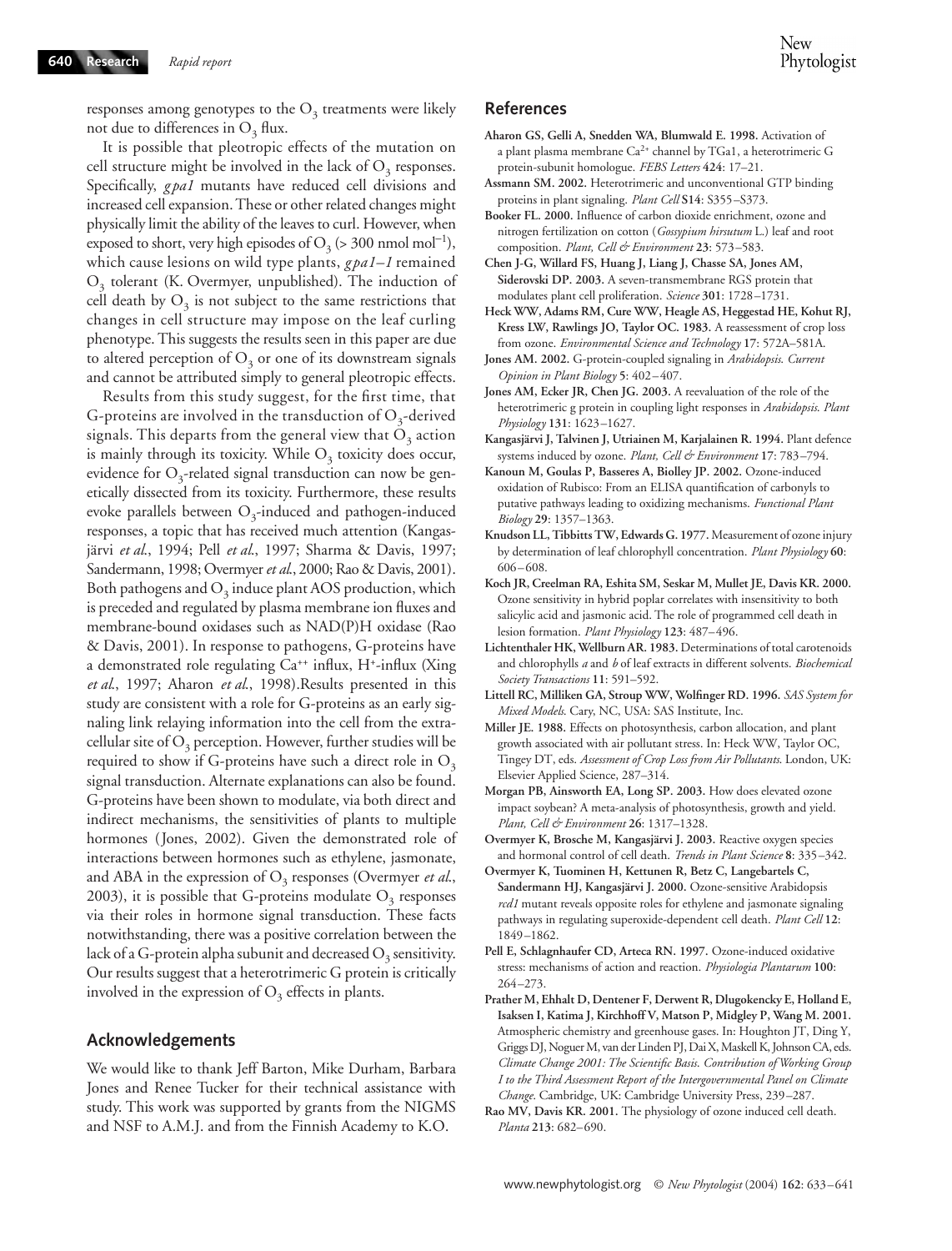responses among genotypes to the $O_3$ treatments were likely not due to differences in $O_3$ flux.

It is possible that pleotropic effects of the mutation on cell structure might be involved in the lack of $O_3$ responses. Specifically, *gpa1* mutants have reduced cell divisions and increased cell expansion. These or other related changes might physically limit the ability of the leaves to curl. However, when exposed to short, very high episodes of $O_3$ (> 300 nmol mol$^{-1}$), which cause lesions on wild type plants, *gpa1–1* remained $O_3$ tolerant (K. Overmyer, unpublished). The induction of cell death by $O_3$ is not subject to the same restrictions that changes in cell structure may impose on the leaf curling phenotype. This suggests the results seen in this paper are due to altered perception of $O_3$ or one of its downstream signals and cannot be attributed simply to general pleotropic effects.

Results from this study suggest, for the first time, that G-proteins are involved in the transduction of $O_3$-derived signals. This departs from the general view that $O_3$ action is mainly through its toxicity. While $O_3$ toxicity does occur, evidence for $O_3$-related signal transduction can now be genetically dissected from its toxicity. Furthermore, these results evoke parallels between $O_3$-induced and pathogen-induced responses, a topic that has received much attention (Kangasjärvi *et al.*, 1994; Pell *et al.*, 1997; Sharma & Davis, 1997; Sandermann, 1998; Overmyer *et al.*, 2000; Rao & Davis, 2001). Both pathogens and $O_3$ induce plant AOS production, which is preceded and regulated by plasma membrane ion fluxes and membrane-bound oxidases such as NAD(P)H oxidase (Rao & Davis, 2001). In response to pathogens, G-proteins have a demonstrated role regulating $Ca^{++}$ influx, $H^+$-influx (Xing *et al.*, 1997; Aharon *et al.*, 1998).Results presented in this study are consistent with a role for G-proteins as an early signaling link relaying information into the cell from the extracellular site of $O_3$ perception. However, further studies will be required to show if G-proteins have such a direct role in $O_3$ signal transduction. Alternate explanations can also be found. G-proteins have been shown to modulate, via both direct and indirect mechanisms, the sensitivities of plants to multiple hormones (Jones, 2002). Given the demonstrated role of interactions between hormones such as ethylene, jasmonate, and ABA in the expression of $O_3$ responses (Overmyer *et al.*, 2003), it is possible that G-proteins modulate $O_3$ responses via their roles in hormone signal transduction. These facts notwithstanding, there was a positive correlation between the lack of a G-protein alpha subunit and decreased $O_3$ sensitivity. Our results suggest that a heterotrimeric G protein is critically involved in the expression of $O_3$ effects in plants.

## Acknowledgements

We would like to thank Jeff Barton, Mike Durham, Barbara Jones and Renee Tucker for their technical assistance with study. This work was supported by grants from the NIGMS and NSF to A.M.J. and from the Finnish Academy to K.O.

## References

**Aharon GS, Gelli A, Snedden WA, Blumwald E. 1998.** Activation of a plant plasma membrane $Ca^{2+}$ channel by TGa1, a heterotrimeric G protein-subunit homologue. *FEBS Letters* **424**: 17–21.

**Assmann SM. 2002.** Heterotrimeric and unconventional GTP binding proteins in plant signaling. *Plant Cell* **S14**: S355–S373.

**Booker FL. 2000.** Influence of carbon dioxide enrichment, ozone and nitrogen fertilization on cotton (*Gossypium hirsutum* L.) leaf and root composition. *Plant, Cell & Environment* **23**: 573–583.

**Chen J-G, Willard FS, Huang J, Liang J, Chasse SA, Jones AM, Siderovski DP. 2003.** A seven-transmembrane RGS protein that modulates plant cell proliferation. *Science* **301**: 1728–1731.

**Heck WW, Adams RM, Cure WW, Heagle AS, Heggestad HE, Kohut RJ, Kress LW, Rawlings JO, Taylor OC. 1983.** A reassessment of crop loss from ozone. *Environmental Science and Technology* **17**: 572A–581A.

**Jones AM. 2002.** G-protein-coupled signaling in *Arabidopsis*. *Current Opinion in Plant Biology* **5**: 402–407.

**Jones AM, Ecker JR, Chen JG. 2003.** A reevaluation of the role of the heterotrimeric g protein in coupling light responses in *Arabidopsis*. *Plant Physiology* **131**: 1623–1627.

**Kangasjärvi J, Talvinen J, Utriainen M, Karjalainen R. 1994.** Plant defence systems induced by ozone. *Plant, Cell & Environment* **17**: 783–794.

**Kanoun M, Goulas P, Basseres A, Biolley JP. 2002.** Ozone-induced oxidation of Rubisco: From an ELISA quantification of carbonyls to putative pathways leading to oxidizing mechanisms. *Functional Plant Biology* **29**: 1357–1363.

**Knudson LL, Tibbitts TW, Edwards G. 1977.** Measurement of ozone injury by determination of leaf chlorophyll concentration. *Plant Physiology* **60**: 606–608.

**Koch JR, Creelman RA, Eshita SM, Seskar M, Mullet JE, Davis KR. 2000.** Ozone sensitivity in hybrid poplar correlates with insensitivity to both salicylic acid and jasmonic acid. The role of programmed cell death in lesion formation. *Plant Physiology* **123**: 487–496.

**Lichtenthaler HK, Wellburn AR. 1983.** Determinations of total carotenoids and chlorophylls *a* and *b* of leaf extracts in different solvents. *Biochemical Society Transactions* **11**: 591–592.

**Littell RC, Milliken GA, Stroup WW, Wolfinger RD. 1996.** *SAS System for Mixed Models*. Cary, NC, USA: SAS Institute, Inc.

**Miller JE. 1988.** Effects on photosynthesis, carbon allocation, and plant growth associated with air pollutant stress. In: Heck WW, Taylor OC, Tingey DT, eds. *Assessment of Crop Loss from Air Pollutants*. London, UK: Elsevier Applied Science, 287–314.

**Morgan PB, Ainsworth EA, Long SP. 2003.** How does elevated ozone impact soybean? A meta-analysis of photosynthesis, growth and yield. *Plant, Cell & Environment* **26**: 1317–1328.

**Overmyer K, Brosche M, Kangasjärvi J. 2003.** Reactive oxygen species and hormonal control of cell death. *Trends in Plant Science* **8**: 335–342.

**Overmyer K, Tuominen H, Kettunen R, Betz C, Langebartels C, Sandermann HJ, Kangasjärvi J. 2000.** Ozone-sensitive Arabidopsis *rcd1* mutant reveals opposite roles for ethylene and jasmonate signaling pathways in regulating superoxide-dependent cell death. *Plant Cell* **12**: 1849–1862.

**Pell EJ, Schlagnhaufer CD, Arteca RN. 1997.** Ozone-induced oxidative stress: mechanisms of action and reaction. *Physiologia Plantarum* **100**: 264–273.

**Prather M, Ehhalt D, Dentener F, Derwent R, Dlugokencky E, Holland E, Isaksen I, Katima J, Kirchhoff V, Matson P, Midgley P, Wang M. 2001.** Atmospheric chemistry and greenhouse gases. In: Houghton JT, Ding Y, Griggs DJ, Noguer M, van der Linden PJ, Dai X, Maskell K, Johnson CA, eds. *Climate Change 2001: The Scientific Basis. Contribution of Working Group I to the Third Assessment Report of the Intergovernmental Panel on Climate Change*. Cambridge, UK: Cambridge University Press, 239–287.

**Rao MV, Davis KR. 2001.** The physiology of ozone induced cell death. *Planta* **213**: 682–690.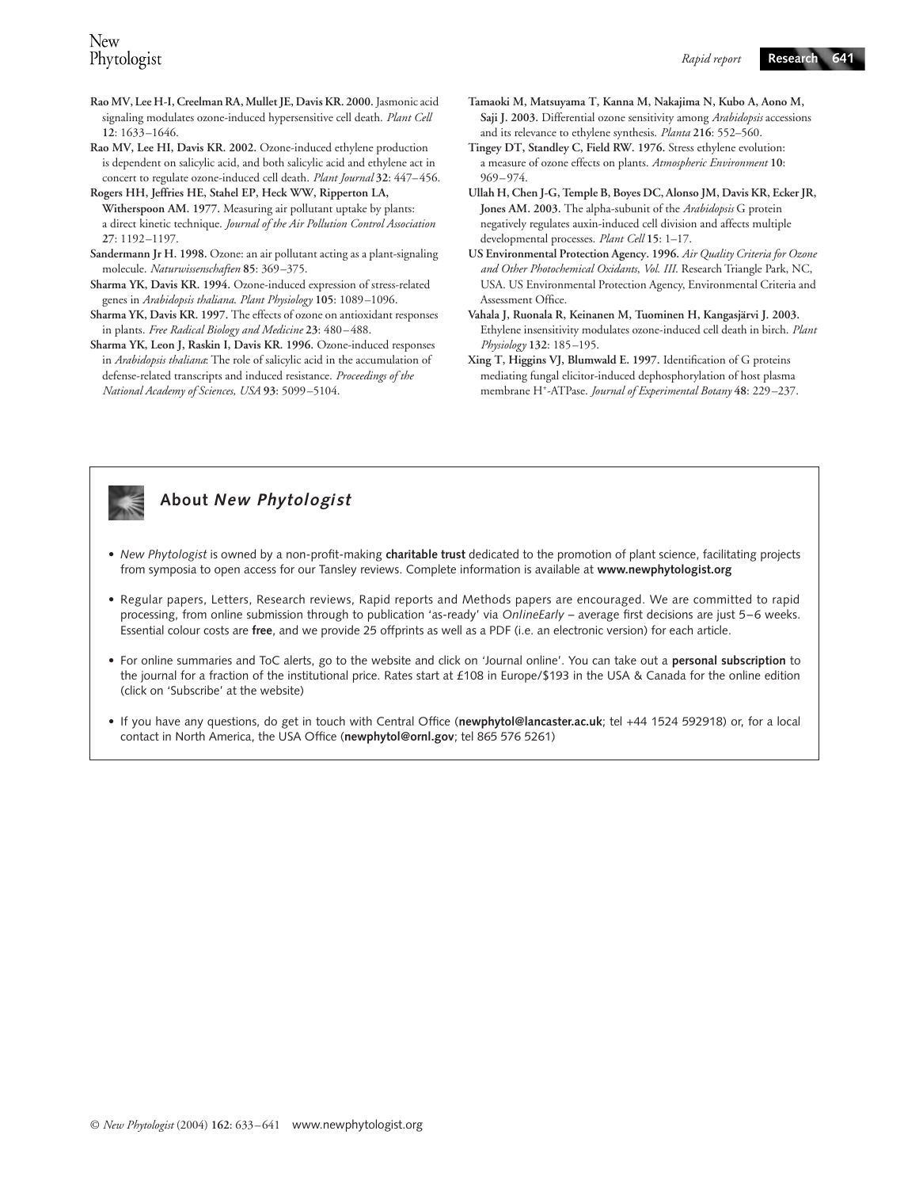**Rao MV, Lee H-I, Creelman RA, Mullet JE, Davis KR. 2000.** Jasmonic acid signaling modulates ozone-induced hypersensitive cell death. *Plant Cell* **12**: 1633–1646.

**Rao MV, Lee HI, Davis KR. 2002.** Ozone-induced ethylene production is dependent on salicylic acid, and both salicylic acid and ethylene act in concert to regulate ozone-induced cell death. *Plant Journal* **32**: 447–456.

**Rogers HH, Jeffries HE, Stahel EP, Heck WW, Ripperton LA, Witherspoon AM. 1977.** Measuring air pollutant uptake by plants: a direct kinetic technique. *Journal of the Air Pollution Control Association* **27**: 1192–1197.

**Sandermann Jr H. 1998.** Ozone: an air pollutant acting as a plant-signaling molecule. *Naturwissenschaften* **85**: 369–375.

**Sharma YK, Davis KR. 1994.** Ozone-induced expression of stress-related genes in *Arabidopsis thaliana*. *Plant Physiology* **105**: 1089–1096.

**Sharma YK, Davis KR. 1997.** The effects of ozone on antioxidant responses in plants. *Free Radical Biology and Medicine* **23**: 480–488.

**Sharma YK, Leon J, Raskin I, Davis KR. 1996.** Ozone-induced responses in *Arabidopsis thaliana*: The role of salicylic acid in the accumulation of defense-related transcripts and induced resistance. *Proceedings of the National Academy of Sciences, USA* **93**: 5099–5104.

**Tamaoki M, Matsuyama T, Kanna M, Nakajima N, Kubo A, Aono M, Saji J. 2003.** Differential ozone sensitivity among *Arabidopsis* accessions and its relevance to ethylene synthesis. *Planta* **216**: 552–560.

**Tingey DT, Standley C, Field RW. 1976.** Stress ethylene evolution: a measure of ozone effects on plants. *Atmospheric Environment* **10**: 969–974.

**Ullah H, Chen J-G, Temple B, Boyes DC, Alonso JM, Davis KR, Ecker JR, Jones AM. 2003.** The alpha-subunit of the *Arabidopsis* G protein negatively regulates auxin-induced cell division and affects multiple developmental processes. *Plant Cell* **15**: 1–17.

**US Environmental Protection Agency. 1996.** *Air Quality Criteria for Ozone and Other Photochemical Oxidants, Vol. III*. Research Triangle Park, NC, USA. US Environmental Protection Agency, Environmental Criteria and Assessment Office.

**Vahala J, Ruonala R, Keinanen M, Tuominen H, Kangasjärvi J. 2003.** Ethylene insensitivity modulates ozone-induced cell death in birch. *Plant Physiology* **132**: 185–195.

**Xing T, Higgins VJ, Blumwald E. 1997.** Identification of G proteins mediating fungal elicitor-induced dephosphorylation of host plasma membrane $H^+$-ATPase. *Journal of Experimental Botany* **48**: 229–237.

## About *New Phytologist*

- *New Phytologist* is owned by a non-profit-making **charitable trust** dedicated to the promotion of plant science, facilitating projects from symposia to open access for our Tansley reviews. Complete information is available at **www.newphytologist.org**
- Regular papers, Letters, Research reviews, Rapid reports and Methods papers are encouraged. We are committed to rapid processing, from online submission through to publication 'as-ready' via *OnlineEarly* – average first decisions are just 5–6 weeks. Essential colour costs are **free**, and we provide 25 offprints as well as a PDF (i.e. an electronic version) for each article.
- For online summaries and ToC alerts, go to the website and click on 'Journal online'. You can take out a **personal subscription** to the journal for a fraction of the institutional price. Rates start at £108 in Europe/$193 in the USA & Canada for the online edition (click on 'Subscribe' at the website)
- If you have any questions, do get in touch with Central Office (**newphytol@lancaster.ac.uk**; tel +44 1524 592918) or, for a local contact in North America, the USA Office (**newphytol@ornl.gov**; tel 865 576 5261)